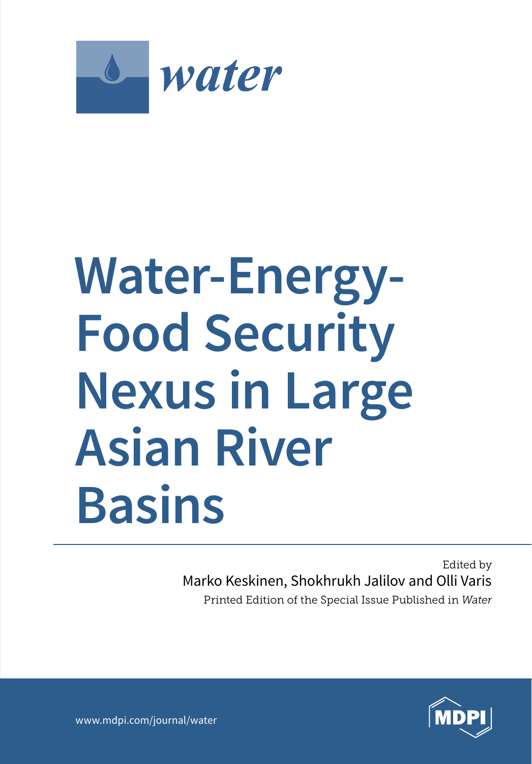water

# Water-Energy-Food Security Nexus in Large Asian River Basins

Edited by

Marko Keskinen, Shokhrukh Jalilov and Olli Varis

Printed Edition of the Special Issue Published in *Water*

www.mdpi.com/journal/water

MDPI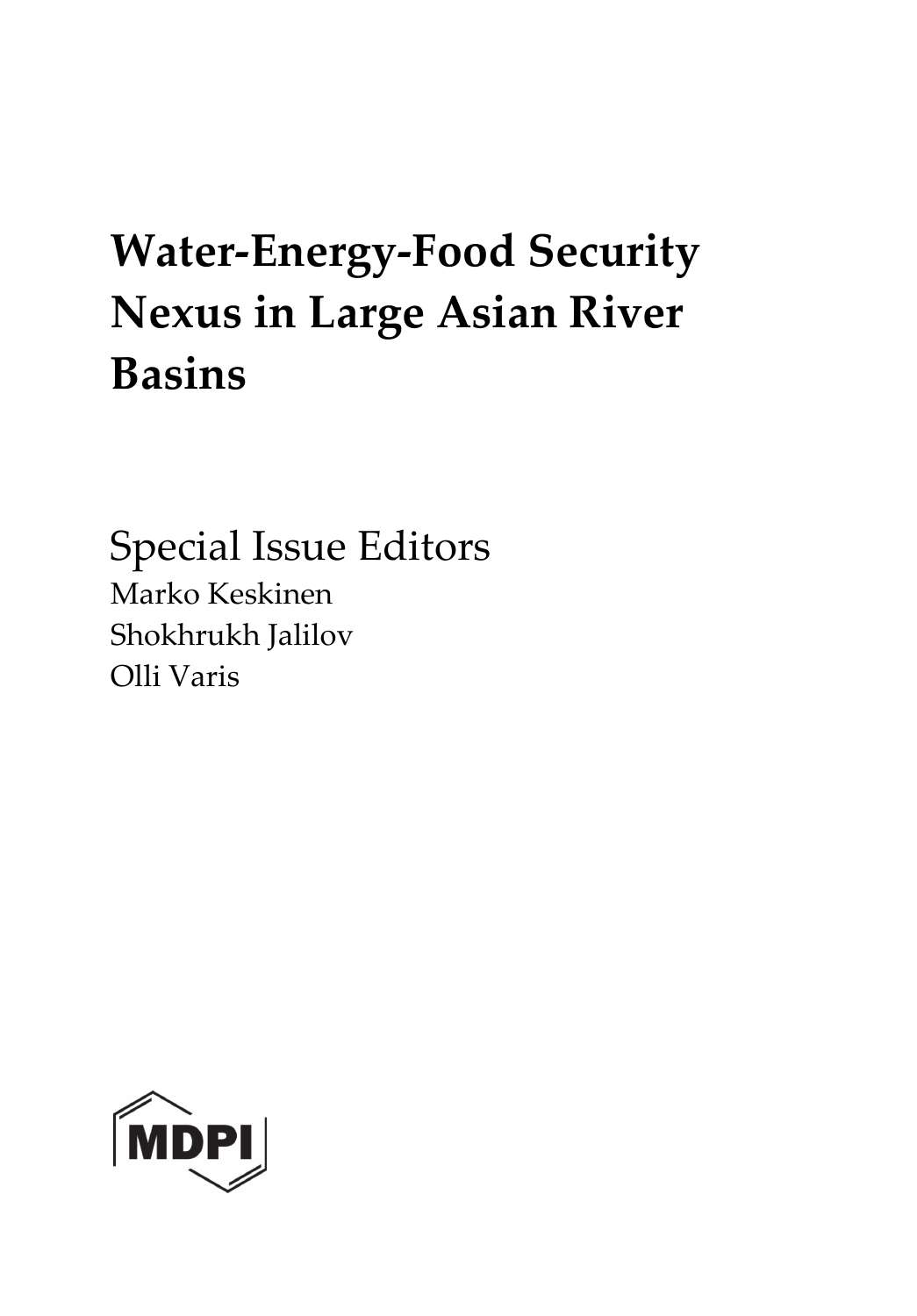# Water-Energy-Food Security Nexus in Large Asian River Basins

Special Issue Editors

Marko Keskinen

Shokhrukh Jalilov

Olli Varis

MDPI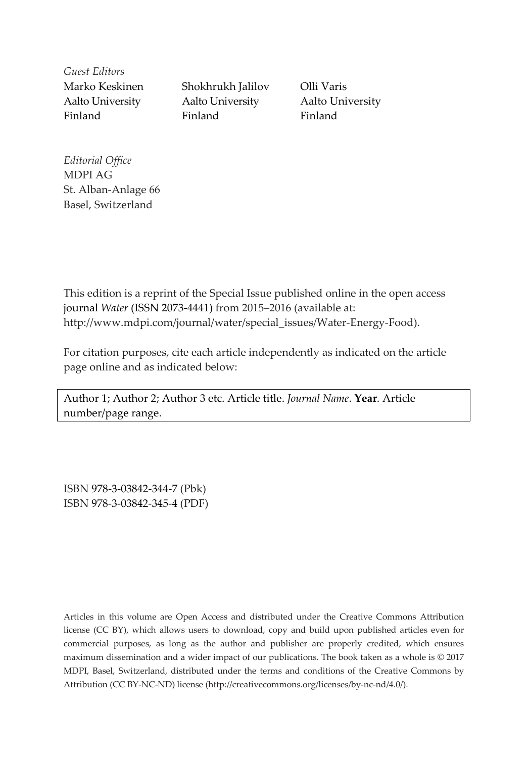*Guest Editors*

Marko Keskinen
Aalto University
Finland

Shokhrukh Jalilov
Aalto University
Finland

Olli Varis
Aalto University
Finland

*Editorial Office*
MDPI AG
St. Alban-Anlage 66
Basel, Switzerland

This edition is a reprint of the Special Issue published online in the open access journal *Water* (ISSN 2073-4441) from 2015–2016 (available at: http://www.mdpi.com/journal/water/special_issues/Water-Energy-Food).

For citation purposes, cite each article independently as indicated on the article page online and as indicated below:

Author 1; Author 2; Author 3 etc. Article title. *Journal Name*. **Year**. Article number/page range.

ISBN 978-3-03842-344-7 (Pbk)
ISBN 978-3-03842-345-4 (PDF)

Articles in this volume are Open Access and distributed under the Creative Commons Attribution license (CC BY), which allows users to download, copy and build upon published articles even for commercial purposes, as long as the author and publisher are properly credited, which ensures maximum dissemination and a wider impact of our publications. The book taken as a whole is © 2017 MDPI, Basel, Switzerland, distributed under the terms and conditions of the Creative Commons by Attribution (CC BY-NC-ND) license (http://creativecommons.org/licenses/by-nc-nd/4.0/).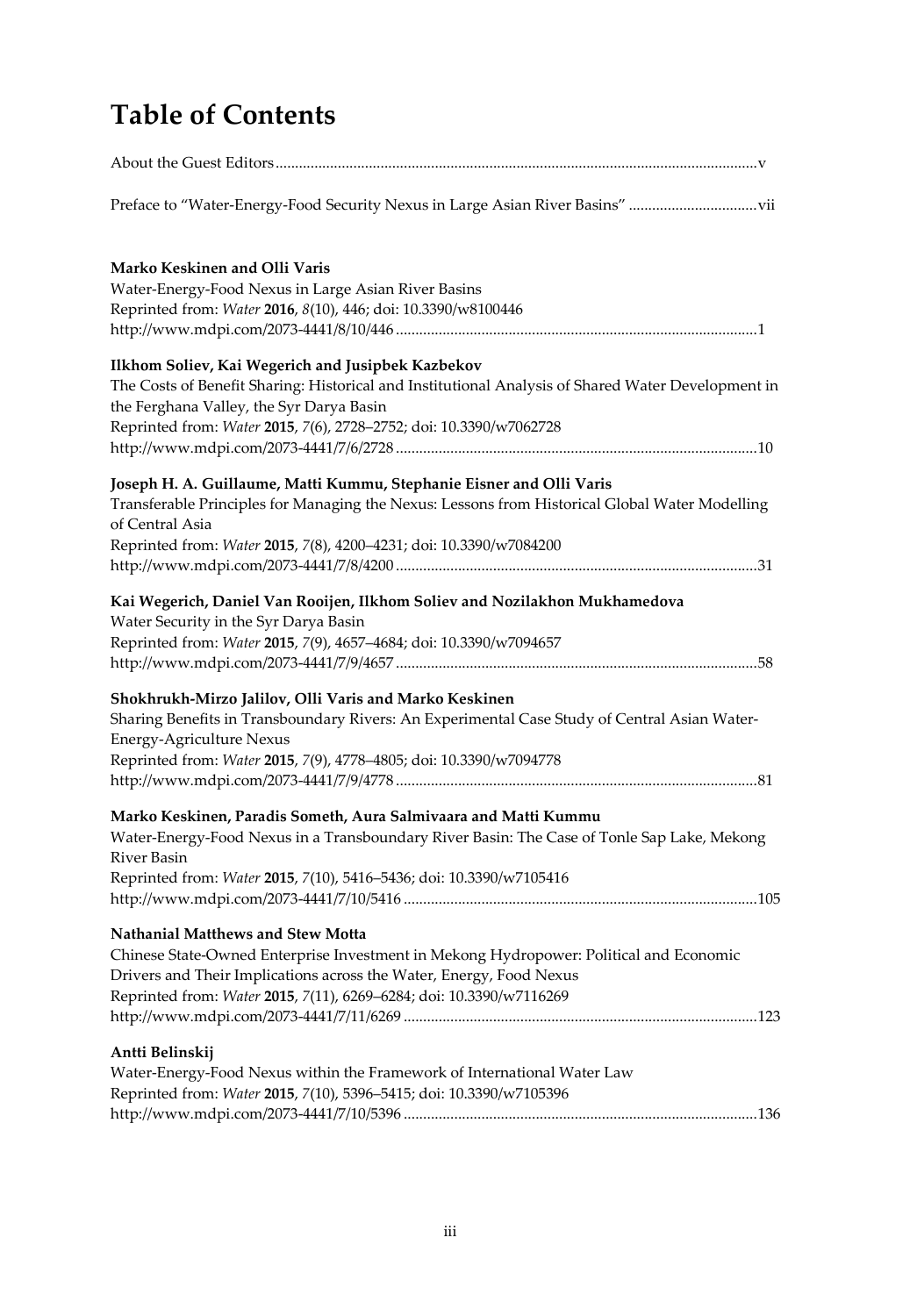# Table of Contents

About the Guest Editors ........................................................................................................................v

Preface to "Water-Energy-Food Security Nexus in Large Asian River Basins" ................................vii

**Marko Keskinen and Olli Varis**
Water-Energy-Food Nexus in Large Asian River Basins
Reprinted from: *Water* **2016**, *8*(10), 446; doi: 10.3390/w8100446
http://www.mdpi.com/2073-4441/8/10/446 ..........................................................................................1

**Ilkhom Soliev, Kai Wegerich and Jusipbek Kazbekov**
The Costs of Benefit Sharing: Historical and Institutional Analysis of Shared Water Development in the Ferghana Valley, the Syr Darya Basin
Reprinted from: *Water* **2015**, *7*(6), 2728–2752; doi: 10.3390/w7062728
http://www.mdpi.com/2073-4441/7/6/2728 ..........................................................................................10

**Joseph H. A. Guillaume, Matti Kummu, Stephanie Eisner and Olli Varis**
Transferable Principles for Managing the Nexus: Lessons from Historical Global Water Modelling of Central Asia
Reprinted from: *Water* **2015**, *7*(8), 4200–4231; doi: 10.3390/w7084200
http://www.mdpi.com/2073-4441/7/8/4200 ..........................................................................................31

**Kai Wegerich, Daniel Van Rooijen, Ilkhom Soliev and Nozilakhon Mukhamedova**
Water Security in the Syr Darya Basin
Reprinted from: *Water* **2015**, *7*(9), 4657–4684; doi: 10.3390/w7094657
http://www.mdpi.com/2073-4441/7/9/4657 ..........................................................................................58

**Shokhrukh-Mirzo Jalilov, Olli Varis and Marko Keskinen**
Sharing Benefits in Transboundary Rivers: An Experimental Case Study of Central Asian Water-Energy-Agriculture Nexus
Reprinted from: *Water* **2015**, *7*(9), 4778–4805; doi: 10.3390/w7094778
http://www.mdpi.com/2073-4441/7/9/4778 ..........................................................................................81

**Marko Keskinen, Paradis Someth, Aura Salmivaara and Matti Kummu**
Water-Energy-Food Nexus in a Transboundary River Basin: The Case of Tonle Sap Lake, Mekong River Basin
Reprinted from: *Water* **2015**, *7*(10), 5416–5436; doi: 10.3390/w7105416
http://www.mdpi.com/2073-4441/7/10/5416 ........................................................................................105

**Nathanial Matthews and Stew Motta**
Chinese State-Owned Enterprise Investment in Mekong Hydropower: Political and Economic Drivers and Their Implications across the Water, Energy, Food Nexus
Reprinted from: *Water* **2015**, *7*(11), 6269–6284; doi: 10.3390/w7116269
http://www.mdpi.com/2073-4441/7/11/6269 ........................................................................................123

**Antti Belinskij**
Water-Energy-Food Nexus within the Framework of International Water Law
Reprinted from: *Water* **2015**, *7*(10), 5396–5415; doi: 10.3390/w7105396
http://www.mdpi.com/2073-4441/7/10/5396 ........................................................................................136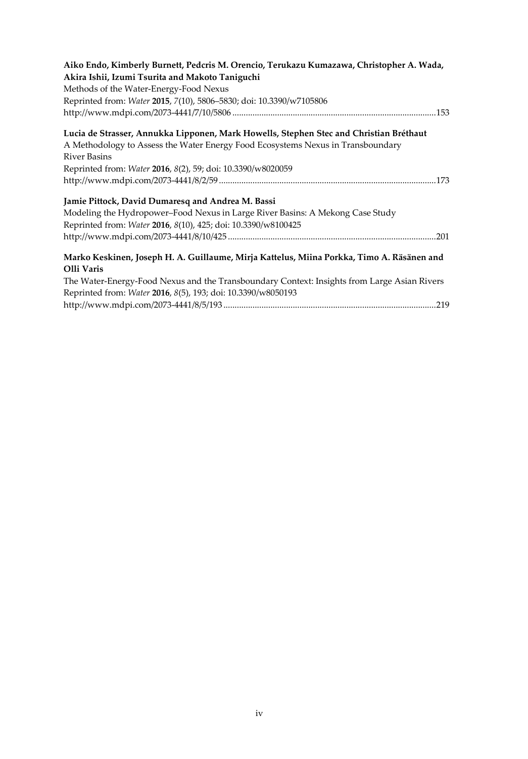**Aiko Endo, Kimberly Burnett, Pedcris M. Orencio, Terukazu Kumazawa, Christopher A. Wada, Akira Ishii, Izumi Tsurita and Makoto Taniguchi**
Methods of the Water-Energy-Food Nexus
Reprinted from: *Water* **2015**, *7*(10), 5806–5830; doi: 10.3390/w7105806
http://www.mdpi.com/2073-4441/7/10/5806 ..........................................................................................153

**Lucia de Strasser, Annukka Lipponen, Mark Howells, Stephen Stec and Christian Bréthaut**
A Methodology to Assess the Water Energy Food Ecosystems Nexus in Transboundary River Basins
Reprinted from: *Water* **2016**, *8*(2), 59; doi: 10.3390/w8020059
http://www.mdpi.com/2073-4441/8/2/59 ................................................................................................173

**Jamie Pittock, David Dumaresq and Andrea M. Bassi**
Modeling the Hydropower–Food Nexus in Large River Basins: A Mekong Case Study
Reprinted from: *Water* **2016**, *8*(10), 425; doi: 10.3390/w8100425
http://www.mdpi.com/2073-4441/8/10/425 ............................................................................................201

**Marko Keskinen, Joseph H. A. Guillaume, Mirja Kattelus, Miina Porkka, Timo A. Räsänen and Olli Varis**
The Water-Energy-Food Nexus and the Transboundary Context: Insights from Large Asian Rivers
Reprinted from: *Water* **2016**, *8*(5), 193; doi: 10.3390/w8050193
http://www.mdpi.com/2073-4441/8/5/193 ..............................................................................................219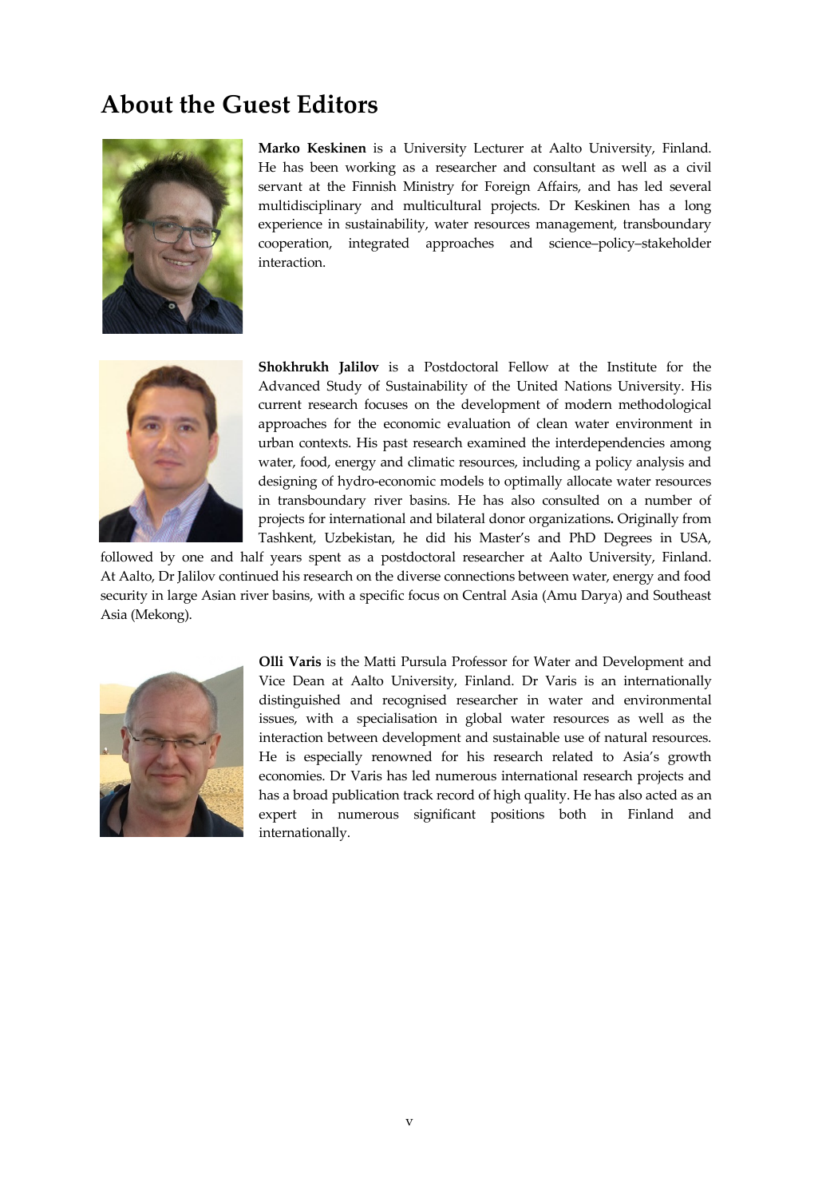# About the Guest Editors

**Marko Keskinen** is a University Lecturer at Aalto University, Finland. He has been working as a researcher and consultant as well as a civil servant at the Finnish Ministry for Foreign Affairs, and has led several multidisciplinary and multicultural projects. Dr Keskinen has a long experience in sustainability, water resources management, transboundary cooperation, integrated approaches and science–policy–stakeholder interaction.

**Shokhrukh Jalilov** is a Postdoctoral Fellow at the Institute for the Advanced Study of Sustainability of the United Nations University. His current research focuses on the development of modern methodological approaches for the economic evaluation of clean water environment in urban contexts. His past research examined the interdependencies among water, food, energy and climatic resources, including a policy analysis and designing of hydro-economic models to optimally allocate water resources in transboundary river basins. He has also consulted on a number of projects for international and bilateral donor organizations. Originally from Tashkent, Uzbekistan, he did his Master's and PhD Degrees in USA, followed by one and half years spent as a postdoctoral researcher at Aalto University, Finland. At Aalto, Dr Jalilov continued his research on the diverse connections between water, energy and food security in large Asian river basins, with a specific focus on Central Asia (Amu Darya) and Southeast Asia (Mekong).

**Olli Varis** is the Matti Pursula Professor for Water and Development and Vice Dean at Aalto University, Finland. Dr Varis is an internationally distinguished and recognised researcher in water and environmental issues, with a specialisation in global water resources as well as the interaction between development and sustainable use of natural resources. He is especially renowned for his research related to Asia's growth economies. Dr Varis has led numerous international research projects and has a broad publication track record of high quality. He has also acted as an expert in numerous significant positions both in Finland and internationally.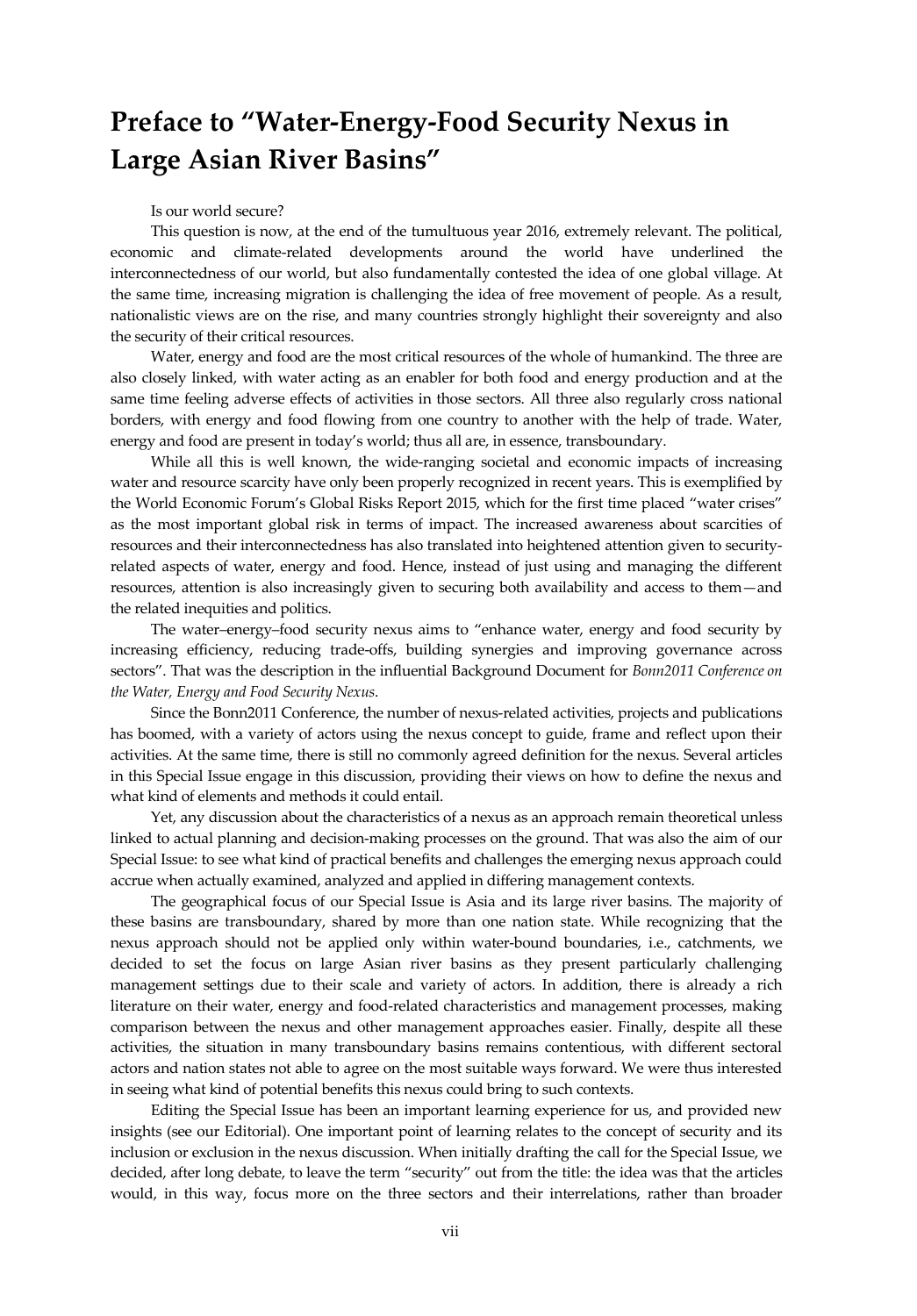# Preface to "Water-Energy-Food Security Nexus in Large Asian River Basins"

Is our world secure?

This question is now, at the end of the tumultuous year 2016, extremely relevant. The political, economic and climate-related developments around the world have underlined the interconnectedness of our world, but also fundamentally contested the idea of one global village. At the same time, increasing migration is challenging the idea of free movement of people. As a result, nationalistic views are on the rise, and many countries strongly highlight their sovereignty and also the security of their critical resources.

Water, energy and food are the most critical resources of the whole of humankind. The three are also closely linked, with water acting as an enabler for both food and energy production and at the same time feeling adverse effects of activities in those sectors. All three also regularly cross national borders, with energy and food flowing from one country to another with the help of trade. Water, energy and food are present in today's world; thus all are, in essence, transboundary.

While all this is well known, the wide-ranging societal and economic impacts of increasing water and resource scarcity have only been properly recognized in recent years. This is exemplified by the World Economic Forum's Global Risks Report 2015, which for the first time placed "water crises" as the most important global risk in terms of impact. The increased awareness about scarcities of resources and their interconnectedness has also translated into heightened attention given to security-related aspects of water, energy and food. Hence, instead of just using and managing the different resources, attention is also increasingly given to securing both availability and access to them—and the related inequities and politics.

The water–energy–food security nexus aims to "enhance water, energy and food security by increasing efficiency, reducing trade-offs, building synergies and improving governance across sectors". That was the description in the influential Background Document for *Bonn2011 Conference on the Water, Energy and Food Security Nexus*.

Since the Bonn2011 Conference, the number of nexus-related activities, projects and publications has boomed, with a variety of actors using the nexus concept to guide, frame and reflect upon their activities. At the same time, there is still no commonly agreed definition for the nexus. Several articles in this Special Issue engage in this discussion, providing their views on how to define the nexus and what kind of elements and methods it could entail.

Yet, any discussion about the characteristics of a nexus as an approach remain theoretical unless linked to actual planning and decision-making processes on the ground. That was also the aim of our Special Issue: to see what kind of practical benefits and challenges the emerging nexus approach could accrue when actually examined, analyzed and applied in differing management contexts.

The geographical focus of our Special Issue is Asia and its large river basins. The majority of these basins are transboundary, shared by more than one nation state. While recognizing that the nexus approach should not be applied only within water-bound boundaries, i.e., catchments, we decided to set the focus on large Asian river basins as they present particularly challenging management settings due to their scale and variety of actors. In addition, there is already a rich literature on their water, energy and food-related characteristics and management processes, making comparison between the nexus and other management approaches easier. Finally, despite all these activities, the situation in many transboundary basins remains contentious, with different sectoral actors and nation states not able to agree on the most suitable ways forward. We were thus interested in seeing what kind of potential benefits this nexus could bring to such contexts.

Editing the Special Issue has been an important learning experience for us, and provided new insights (see our Editorial). One important point of learning relates to the concept of security and its inclusion or exclusion in the nexus discussion. When initially drafting the call for the Special Issue, we decided, after long debate, to leave the term "security" out from the title: the idea was that the articles would, in this way, focus more on the three sectors and their interrelations, rather than broader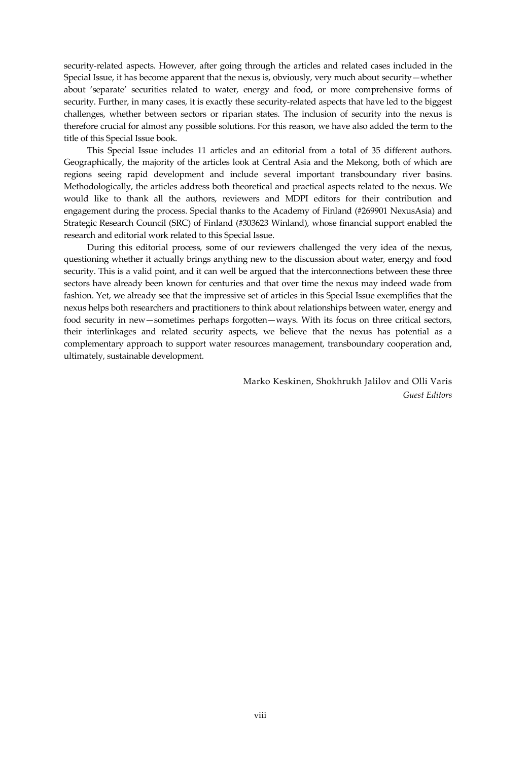security-related aspects. However, after going through the articles and related cases included in the Special Issue, it has become apparent that the nexus is, obviously, very much about security—whether about 'separate' securities related to water, energy and food, or more comprehensive forms of security. Further, in many cases, it is exactly these security-related aspects that have led to the biggest challenges, whether between sectors or riparian states. The inclusion of security into the nexus is therefore crucial for almost any possible solutions. For this reason, we have also added the term to the title of this Special Issue book.

This Special Issue includes 11 articles and an editorial from a total of 35 different authors. Geographically, the majority of the articles look at Central Asia and the Mekong, both of which are regions seeing rapid development and include several important transboundary river basins. Methodologically, the articles address both theoretical and practical aspects related to the nexus. We would like to thank all the authors, reviewers and MDPI editors for their contribution and engagement during the process. Special thanks to the Academy of Finland (#269901 NexusAsia) and Strategic Research Council (SRC) of Finland (#303623 Winland), whose financial support enabled the research and editorial work related to this Special Issue.

During this editorial process, some of our reviewers challenged the very idea of the nexus, questioning whether it actually brings anything new to the discussion about water, energy and food security. This is a valid point, and it can well be argued that the interconnections between these three sectors have already been known for centuries and that over time the nexus may indeed wade from fashion. Yet, we already see that the impressive set of articles in this Special Issue exemplifies that the nexus helps both researchers and practitioners to think about relationships between water, energy and food security in new—sometimes perhaps forgotten—ways. With its focus on three critical sectors, their interlinkages and related security aspects, we believe that the nexus has potential as a complementary approach to support water resources management, transboundary cooperation and, ultimately, sustainable development.

Marko Keskinen, Shokhrukh Jalilov and Olli Varis
*Guest Editors*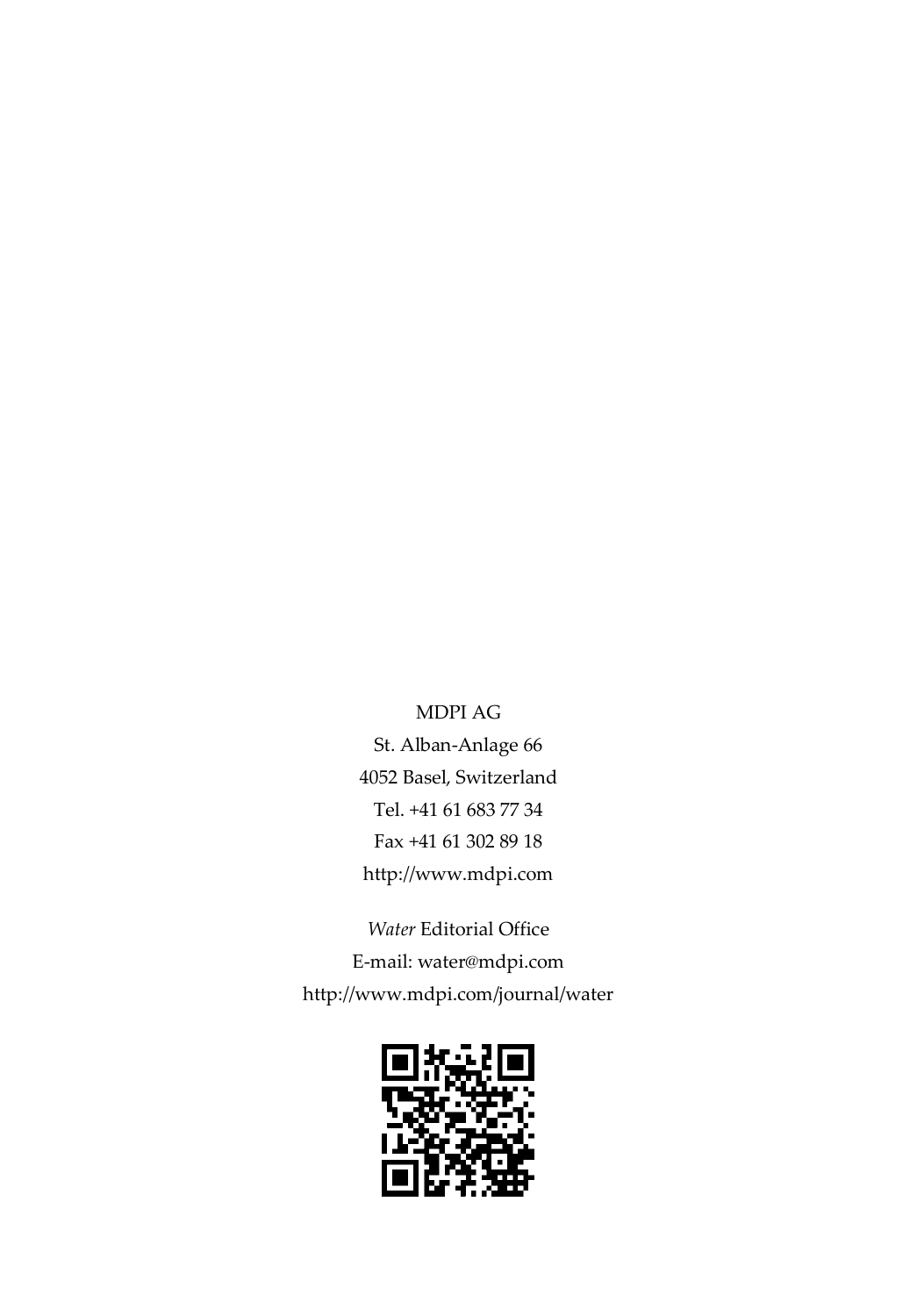MDPI AG

St. Alban-Anlage 66

4052 Basel, Switzerland

Tel. +41 61 683 77 34

Fax +41 61 302 89 18

http://www.mdpi.com

*Water* Editorial Office

E-mail: water@mdpi.com

http://www.mdpi.com/journal/water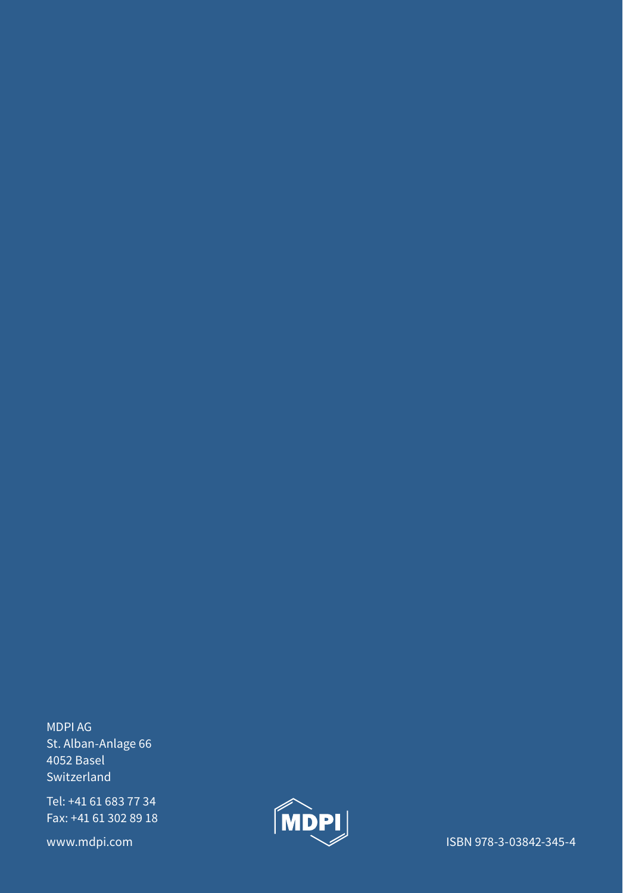MDPI AG
St. Alban-Anlage 66
4052 Basel
Switzerland

Tel: +41 61 683 77 34
Fax: +41 61 302 89 18

www.mdpi.com

MDPI

ISBN 978-3-03842-345-4